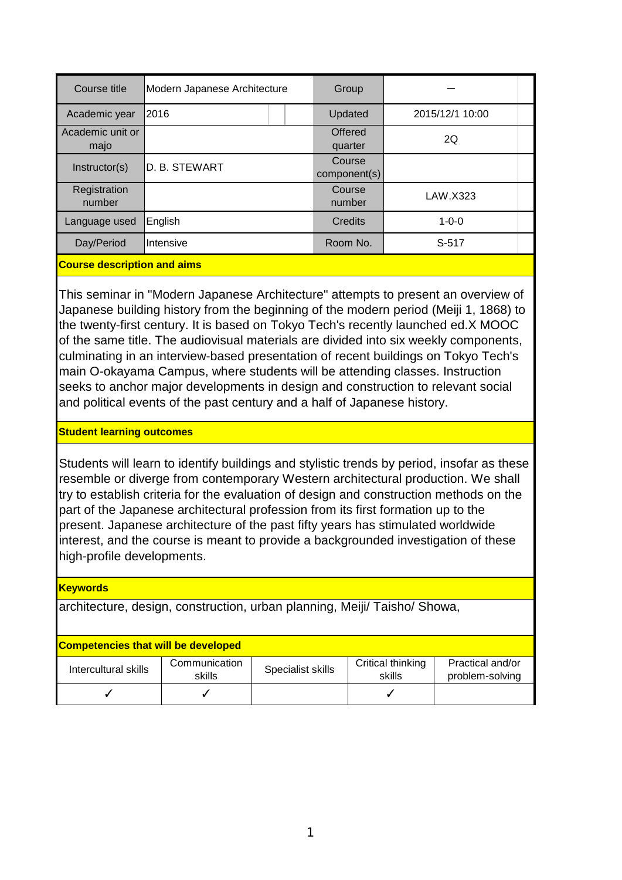| Course title | Modern Japanese Architecture | Group | ― |
|---|---|---|---|
| Academic year | 2016 | Updated | 2015/12/1 10:00 |
| Academic unit or majo | | Offered quarter | 2Q |
| Instructor(s) | D. B. STEWART | Course component(s) | |
| Registration number | | Course number | LAW.X323 |
| Language used | English | Credits | 1-0-0 |
| Day/Period | Intensive | Room No. | S-517 |

**Course description and aims**

This seminar in "Modern Japanese Architecture" attempts to present an overview of Japanese building history from the beginning of the modern period (Meiji 1, 1868) to the twenty-first century. It is based on Tokyo Tech's recently launched ed.X MOOC of the same title. The audiovisual materials are divided into six weekly components, culminating in an interview-based presentation of recent buildings on Tokyo Tech's main O-okayama Campus, where students will be attending classes. Instruction seeks to anchor major developments in design and construction to relevant social and political events of the past century and a half of Japanese history.

**Student learning outcomes**

Students will learn to identify buildings and stylistic trends by period, insofar as these resemble or diverge from contemporary Western architectural production. We shall try to establish criteria for the evaluation of design and construction methods on the part of the Japanese architectural profession from its first formation up to the present. Japanese architecture of the past fifty years has stimulated worldwide interest, and the course is meant to provide a backgrounded investigation of these high-profile developments.

**Keywords**

architecture, design, construction, urban planning, Meiji/ Taisho/ Showa,

**Competencies that will be developed**

| Intercultural skills | Communication skills | Specialist skills | Critical thinking skills | Practical and/or problem-solving |
|---|---|---|---|---|
| ✓ | ✓ | | ✓ | |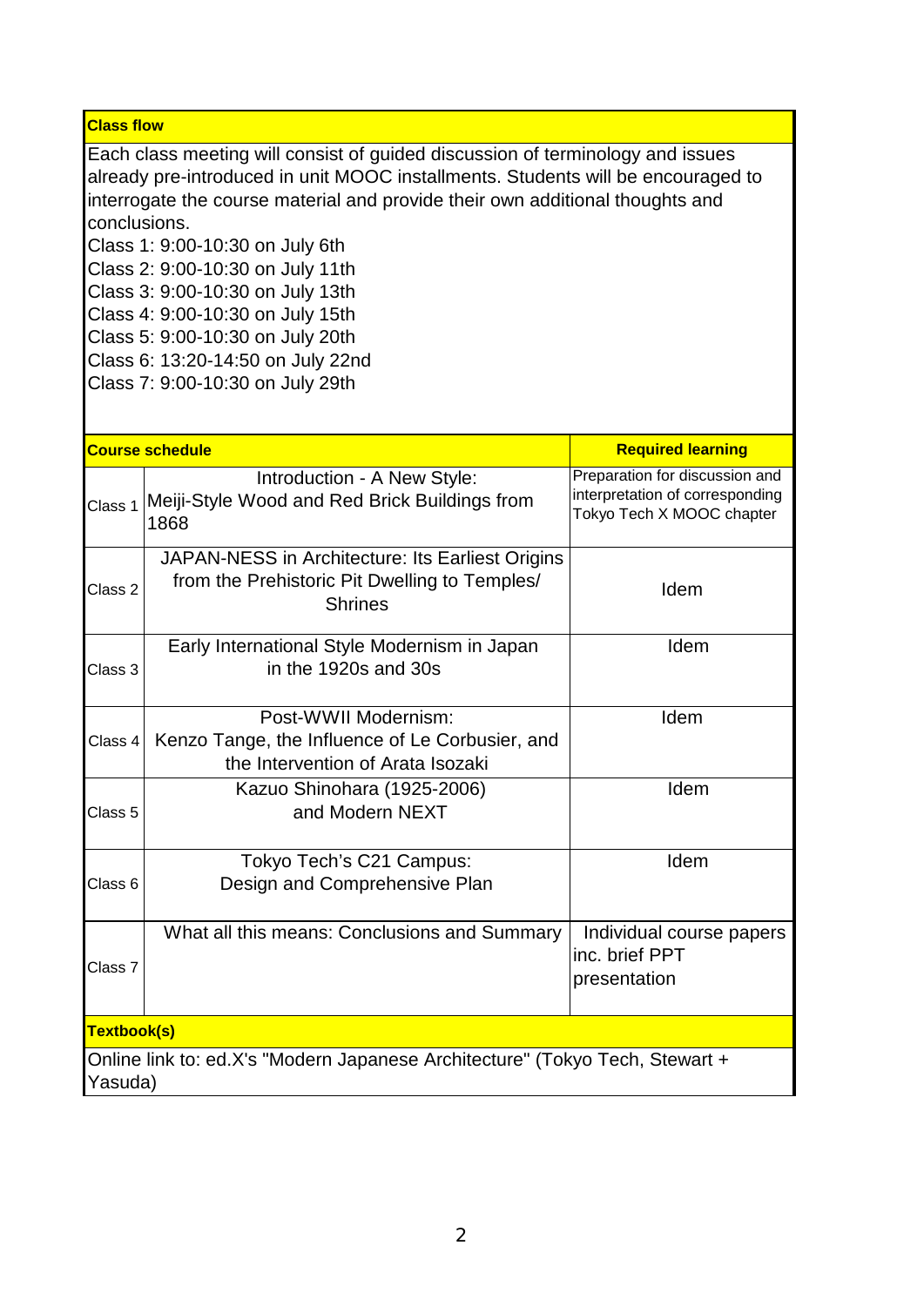**Class flow**

Each class meeting will consist of guided discussion of terminology and issues already pre-introduced in unit MOOC installments. Students will be encouraged to interrogate the course material and provide their own additional thoughts and conclusions.
Class 1: 9:00-10:30 on July 6th
Class 2: 9:00-10:30 on July 11th
Class 3: 9:00-10:30 on July 13th
Class 4: 9:00-10:30 on July 15th
Class 5: 9:00-10:30 on July 20th
Class 6: 13:20-14:50 on July 22nd
Class 7: 9:00-10:30 on July 29th

| **Course schedule** | | **Required learning** |
|---|---|---|
| Class 1 | Introduction - A New Style: Meiji-Style Wood and Red Brick Buildings from 1868 | Preparation for discussion and interpretation of corresponding Tokyo Tech X MOOC chapter |
| Class 2 | JAPAN-NESS in Architecture: Its Earliest Origins from the Prehistoric Pit Dwelling to Temples/ Shrines | Idem |
| Class 3 | Early International Style Modernism in Japan in the 1920s and 30s | Idem |
| Class 4 | Post-WWII Modernism: Kenzo Tange, the Influence of Le Corbusier, and the Intervention of Arata Isozaki | Idem |
| Class 5 | Kazuo Shinohara (1925-2006) and Modern NEXT | Idem |
| Class 6 | Tokyo Tech's C21 Campus: Design and Comprehensive Plan | Idem |
| Class 7 | What all this means: Conclusions and Summary | Individual course papers inc. brief PPT presentation |

**Textbook(s)**

Online link to: ed.X's "Modern Japanese Architecture" (Tokyo Tech, Stewart + Yasuda)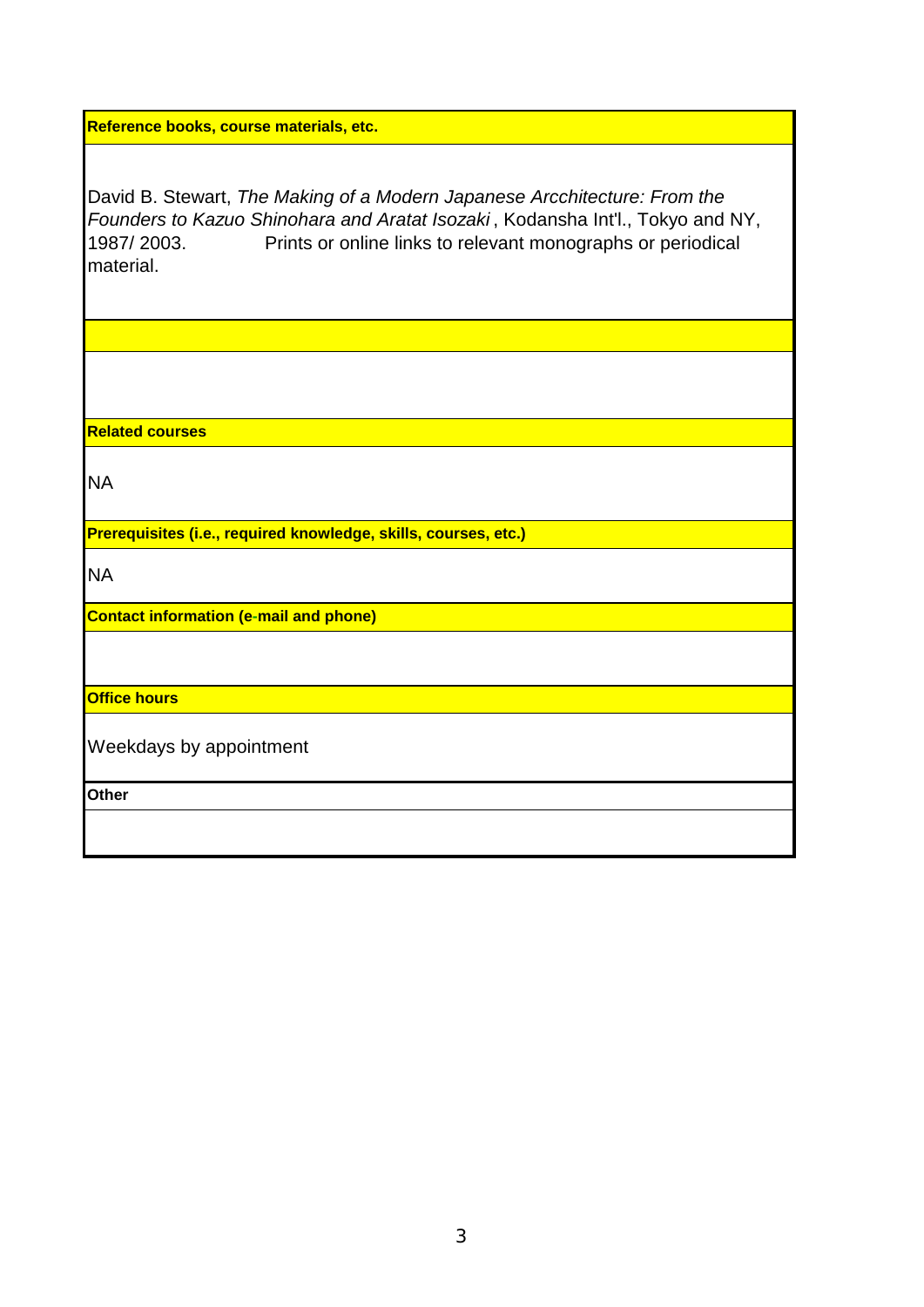**Reference books, course materials, etc.**

David B. Stewart, *The Making of a Modern Japanese Arcchitecture: From the Founders to Kazuo Shinohara and Aratat Isozaki*, Kodansha Int'l., Tokyo and NY, 1987/ 2003. Prints or online links to relevant monographs or periodical material.

**Related courses**

NA

**Prerequisites (i.e., required knowledge, skills, courses, etc.)**

NA

**Contact information (e-mail and phone)**

**Office hours**

Weekdays by appointment

**Other**